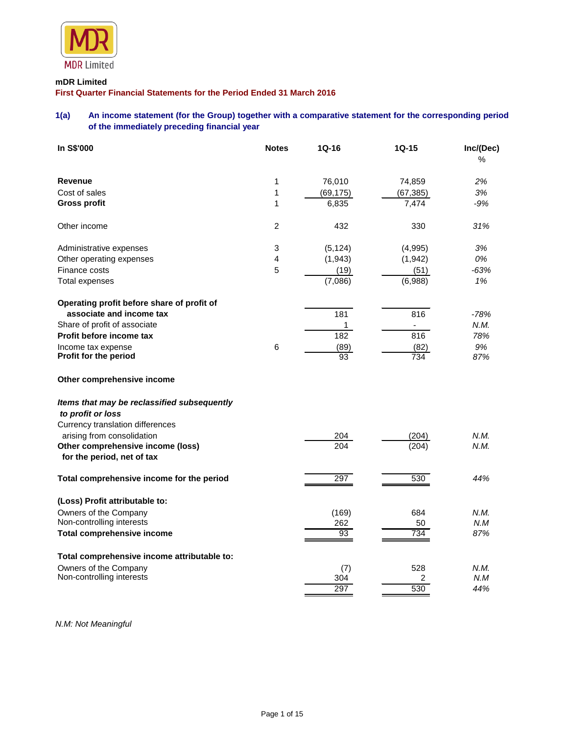**mDR Limited**

**First Quarter Financial Statements for the Period Ended 31 March 2016**

## 1(a) An income statement (for the Group) together with a comparative statement for the corresponding period of the immediately preceding financial year

| In S$'000 | Notes | 1Q-16 | 1Q-15 | Inc/(Dec) % |
|---|---|---|---|---|
| **Revenue** | 1 | 76,010 | 74,859 | *2%* |
| Cost of sales | 1 | (69,175) | (67,385) | *3%* |
| **Gross profit** | 1 | 6,835 | 7,474 | *-9%* |
| | | | | |
| Other income | 2 | 432 | 330 | *31%* |
| | | | | |
| Administrative expenses | 3 | (5,124) | (4,995) | *3%* |
| Other operating expenses | 4 | (1,943) | (1,942) | *0%* |
| Finance costs | 5 | (19) | (51) | *-63%* |
| Total expenses | | (7,086) | (6,988) | *1%* |
| | | | | |
| **Operating profit before share of profit of associate and income tax** | | 181 | 816 | *-78%* |
| Share of profit of associate | | 1 | - | *N.M.* |
| **Profit before income tax** | | 182 | 816 | *78%* |
| Income tax expense | 6 | (89) | (82) | *9%* |
| **Profit for the period** | | 93 | 734 | *87%* |
| | | | | |
| **Other comprehensive income** | | | | |
| | | | | |
| ***Items that may be reclassified subsequently to profit or loss*** | | | | |
| Currency translation differences arising from consolidation | | 204 | (204) | *N.M.* |
| **Other comprehensive income (loss) for the period, net of tax** | | 204 | (204) | *N.M.* |
| | | | | |
| **Total comprehensive income for the period** | | 297 | 530 | *44%* |
| | | | | |
| **(Loss) Profit attributable to:** | | | | |
| Owners of the Company | | (169) | 684 | *N.M.* |
| Non-controlling interests | | 262 | 50 | *N.M* |
| **Total comprehensive income** | | 93 | 734 | *87%* |
| | | | | |
| **Total comprehensive income attributable to:** | | | | |
| Owners of the Company | | (7) | 528 | *N.M.* |
| Non-controlling interests | | 304 | 2 | *N.M* |
| | | 297 | 530 | *44%* |

*N.M: Not Meaningful*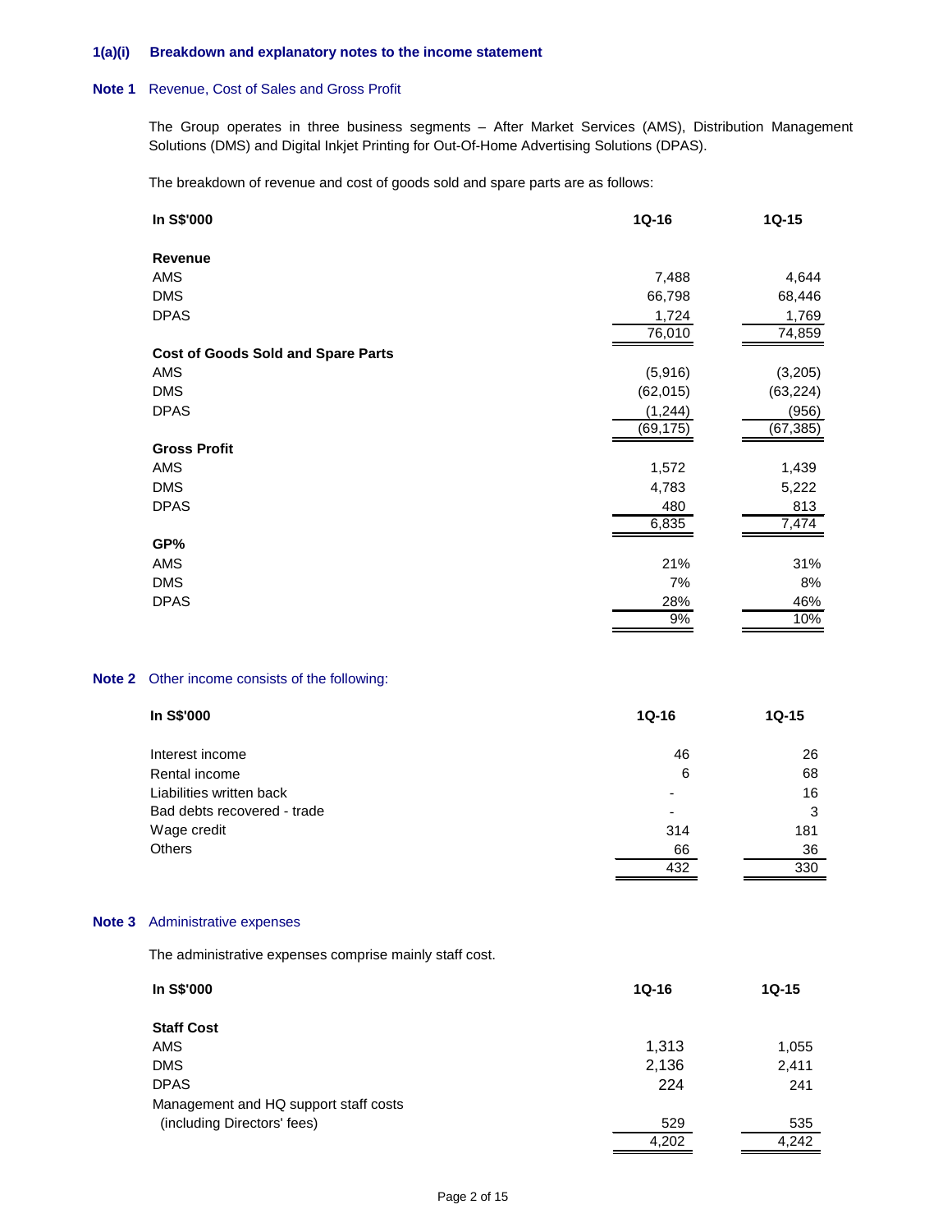## 1(a)(i) Breakdown and explanatory notes to the income statement

### Note 1 Revenue, Cost of Sales and Gross Profit

The Group operates in three business segments – After Market Services (AMS), Distribution Management Solutions (DMS) and Digital Inkjet Printing for Out-Of-Home Advertising Solutions (DPAS).

The breakdown of revenue and cost of goods sold and spare parts are as follows:

| In S$'000 | 1Q-16 | 1Q-15 |
|---|---|---|
| **Revenue** | | |
| AMS | 7,488 | 4,644 |
| DMS | 66,798 | 68,446 |
| DPAS | 1,724 | 1,769 |
| | 76,010 | 74,859 |
| **Cost of Goods Sold and Spare Parts** | | |
| AMS | (5,916) | (3,205) |
| DMS | (62,015) | (63,224) |
| DPAS | (1,244) | (956) |
| | (69,175) | (67,385) |
| **Gross Profit** | | |
| AMS | 1,572 | 1,439 |
| DMS | 4,783 | 5,222 |
| DPAS | 480 | 813 |
| | 6,835 | 7,474 |
| **GP%** | | |
| AMS | 21% | 31% |
| DMS | 7% | 8% |
| DPAS | 28% | 46% |
| | 9% | 10% |

### Note 2 Other income consists of the following:

| In S$'000 | 1Q-16 | 1Q-15 |
|---|---|---|
| Interest income | 46 | 26 |
| Rental income | 6 | 68 |
| Liabilities written back | - | 16 |
| Bad debts recovered - trade | - | 3 |
| Wage credit | 314 | 181 |
| Others | 66 | 36 |
| | 432 | 330 |

### Note 3 Administrative expenses

The administrative expenses comprise mainly staff cost.

| In S$'000 | 1Q-16 | 1Q-15 |
|---|---|---|
| **Staff Cost** | | |
| AMS | 1,313 | 1,055 |
| DMS | 2,136 | 2,411 |
| DPAS | 224 | 241 |
| Management and HQ support staff costs (including Directors' fees) | 529 | 535 |
| | 4,202 | 4,242 |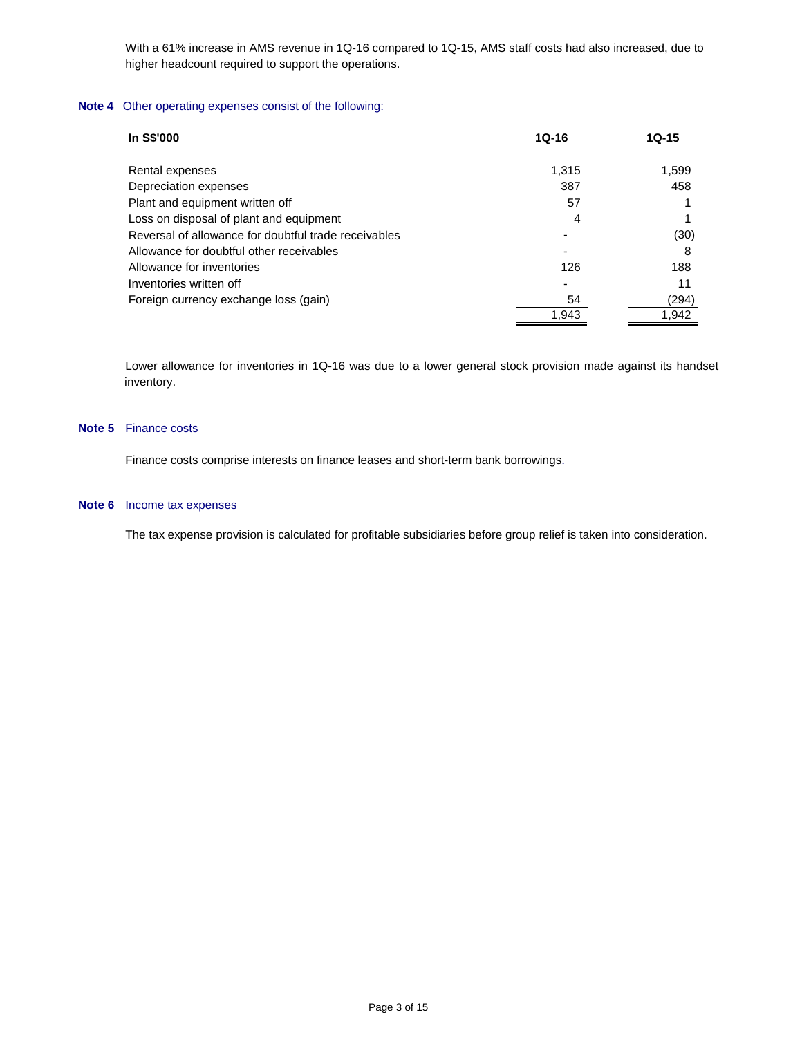With a 61% increase in AMS revenue in 1Q-16 compared to 1Q-15, AMS staff costs had also increased, due to higher headcount required to support the operations.

**Note 4** Other operating expenses consist of the following:

| In S$'000 | 1Q-16 | 1Q-15 |
|---|---|---|
| Rental expenses | 1,315 | 1,599 |
| Depreciation expenses | 387 | 458 |
| Plant and equipment written off | 57 | 1 |
| Loss on disposal of plant and equipment | 4 | 1 |
| Reversal of allowance for doubtful trade receivables | - | (30) |
| Allowance for doubtful other receivables | - | 8 |
| Allowance for inventories | 126 | 188 |
| Inventories written off | - | 11 |
| Foreign currency exchange loss (gain) | 54 | (294) |
| | 1,943 | 1,942 |

Lower allowance for inventories in 1Q-16 was due to a lower general stock provision made against its handset inventory.

**Note 5** Finance costs

Finance costs comprise interests on finance leases and short-term bank borrowings.

**Note 6** Income tax expenses

The tax expense provision is calculated for profitable subsidiaries before group relief is taken into consideration.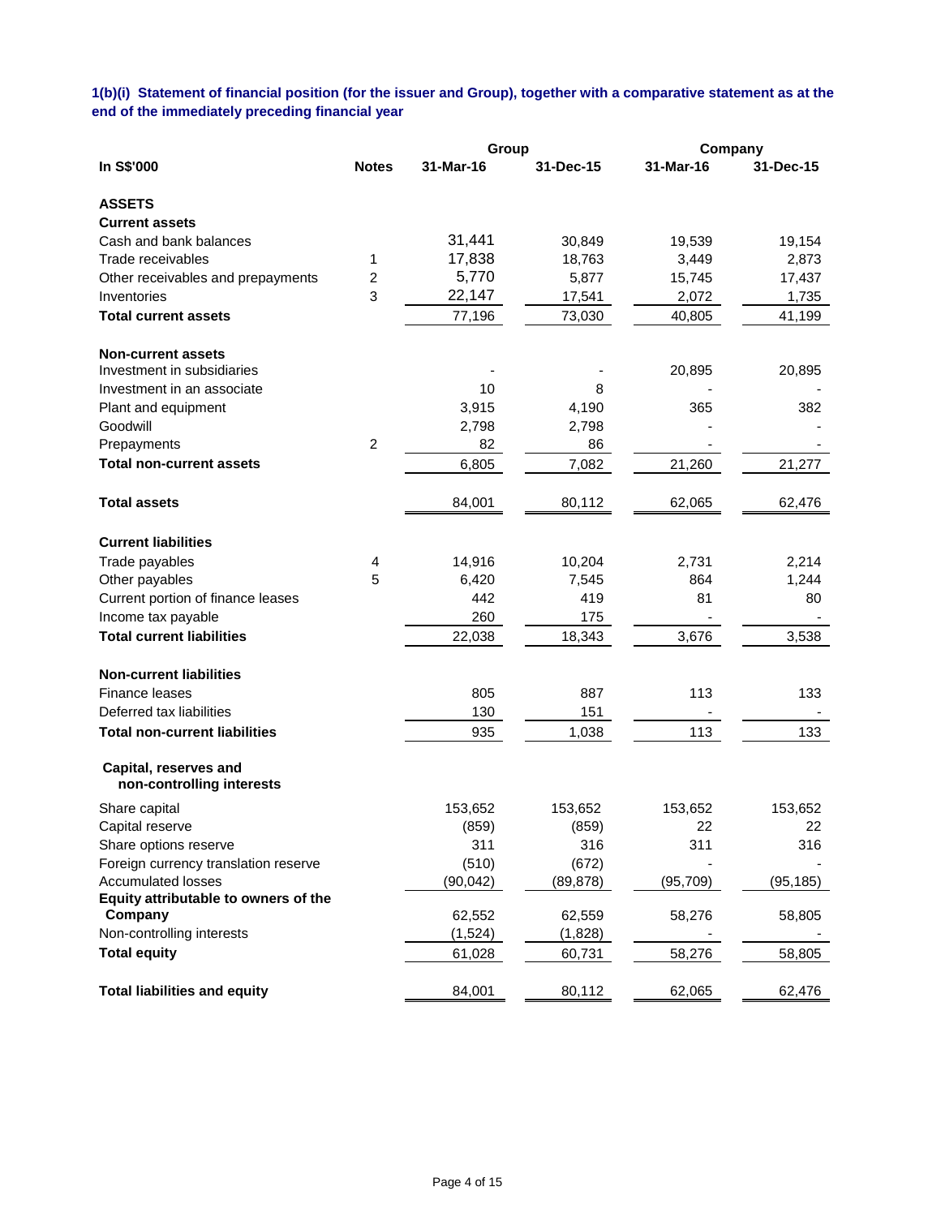**1(b)(i) Statement of financial position (for the issuer and Group), together with a comparative statement as at the end of the immediately preceding financial year**

| In S$'000 | Notes | Group | | Company | |
|---|---|---|---|---|---|
| | | 31-Mar-16 | 31-Dec-15 | 31-Mar-16 | 31-Dec-15 |
| **ASSETS** | | | | | |
| **Current assets** | | | | | |
| Cash and bank balances | | 31,441 | 30,849 | 19,539 | 19,154 |
| Trade receivables | 1 | 17,838 | 18,763 | 3,449 | 2,873 |
| Other receivables and prepayments | 2 | 5,770 | 5,877 | 15,745 | 17,437 |
| Inventories | 3 | 22,147 | 17,541 | 2,072 | 1,735 |
| **Total current assets** | | 77,196 | 73,030 | 40,805 | 41,199 |
| **Non-current assets** | | | | | |
| Investment in subsidiaries | | - | - | 20,895 | 20,895 |
| Investment in an associate | | 10 | 8 | - | - |
| Plant and equipment | | 3,915 | 4,190 | 365 | 382 |
| Goodwill | | 2,798 | 2,798 | - | - |
| Prepayments | 2 | 82 | 86 | - | - |
| **Total non-current assets** | | 6,805 | 7,082 | 21,260 | 21,277 |
| **Total assets** | | 84,001 | 80,112 | 62,065 | 62,476 |
| **Current liabilities** | | | | | |
| Trade payables | 4 | 14,916 | 10,204 | 2,731 | 2,214 |
| Other payables | 5 | 6,420 | 7,545 | 864 | 1,244 |
| Current portion of finance leases | | 442 | 419 | 81 | 80 |
| Income tax payable | | 260 | 175 | - | - |
| **Total current liabilities** | | 22,038 | 18,343 | 3,676 | 3,538 |
| **Non-current liabilities** | | | | | |
| Finance leases | | 805 | 887 | 113 | 133 |
| Deferred tax liabilities | | 130 | 151 | - | - |
| **Total non-current liabilities** | | 935 | 1,038 | 113 | 133 |
| **Capital, reserves and non-controlling interests** | | | | | |
| Share capital | | 153,652 | 153,652 | 153,652 | 153,652 |
| Capital reserve | | (859) | (859) | 22 | 22 |
| Share options reserve | | 311 | 316 | 311 | 316 |
| Foreign currency translation reserve | | (510) | (672) | - | - |
| Accumulated losses | | (90,042) | (89,878) | (95,709) | (95,185) |
| **Equity attributable to owners of the Company** | | 62,552 | 62,559 | 58,276 | 58,805 |
| Non-controlling interests | | (1,524) | (1,828) | - | - |
| **Total equity** | | 61,028 | 60,731 | 58,276 | 58,805 |
| **Total liabilities and equity** | | 84,001 | 80,112 | 62,065 | 62,476 |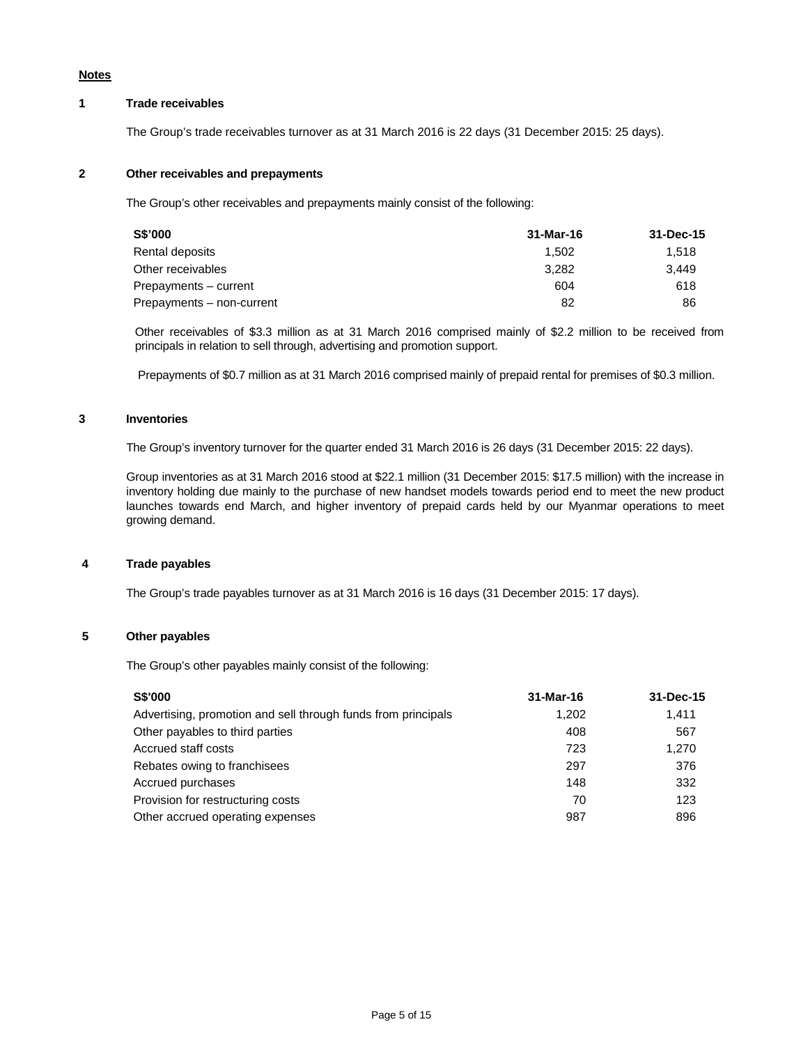**Notes**

**1 Trade receivables**

The Group's trade receivables turnover as at 31 March 2016 is 22 days (31 December 2015: 25 days).

**2 Other receivables and prepayments**

The Group's other receivables and prepayments mainly consist of the following:

| S$'000 | 31-Mar-16 | 31-Dec-15 |
|---|---|---|
| Rental deposits | 1,502 | 1,518 |
| Other receivables | 3,282 | 3,449 |
| Prepayments – current | 604 | 618 |
| Prepayments – non-current | 82 | 86 |

Other receivables of $3.3 million as at 31 March 2016 comprised mainly of $2.2 million to be received from principals in relation to sell through, advertising and promotion support.

Prepayments of $0.7 million as at 31 March 2016 comprised mainly of prepaid rental for premises of $0.3 million.

**3 Inventories**

The Group's inventory turnover for the quarter ended 31 March 2016 is 26 days (31 December 2015: 22 days).

Group inventories as at 31 March 2016 stood at $22.1 million (31 December 2015: $17.5 million) with the increase in inventory holding due mainly to the purchase of new handset models towards period end to meet the new product launches towards end March, and higher inventory of prepaid cards held by our Myanmar operations to meet growing demand.

**4 Trade payables**

The Group's trade payables turnover as at 31 March 2016 is 16 days (31 December 2015: 17 days).

**5 Other payables**

The Group's other payables mainly consist of the following:

| S$'000 | 31-Mar-16 | 31-Dec-15 |
|---|---|---|
| Advertising, promotion and sell through funds from principals | 1,202 | 1,411 |
| Other payables to third parties | 408 | 567 |
| Accrued staff costs | 723 | 1,270 |
| Rebates owing to franchisees | 297 | 376 |
| Accrued purchases | 148 | 332 |
| Provision for restructuring costs | 70 | 123 |
| Other accrued operating expenses | 987 | 896 |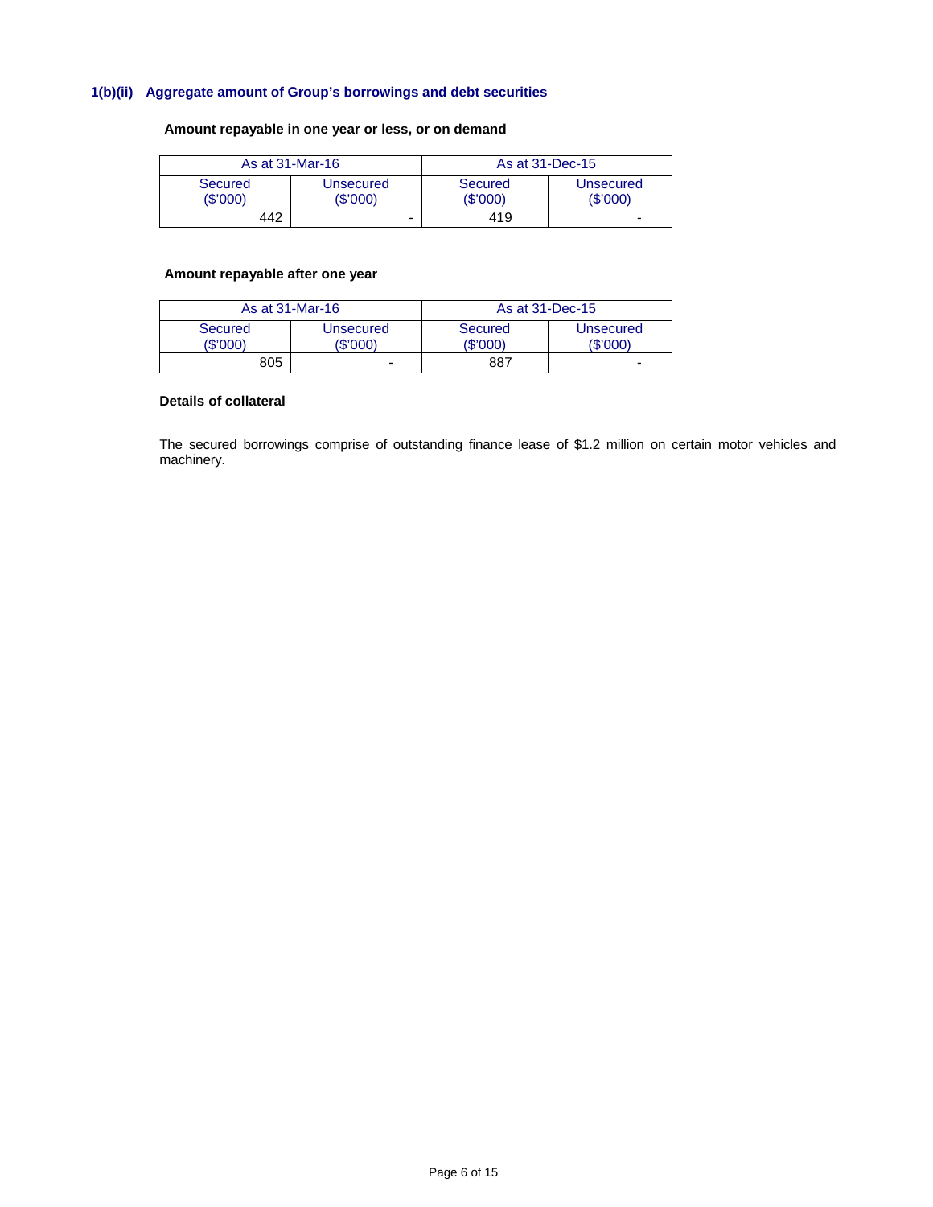### 1(b)(ii) Aggregate amount of Group's borrowings and debt securities

**Amount repayable in one year or less, or on demand**

| As at 31-Mar-16 | | As at 31-Dec-15 | |
|---|---|---|---|
| Secured ($'000) | Unsecured ($'000) | Secured ($'000) | Unsecured ($'000) |
| 442 | - | 419 | - |

**Amount repayable after one year**

| As at 31-Mar-16 | | As at 31-Dec-15 | |
|---|---|---|---|
| Secured ($'000) | Unsecured ($'000) | Secured ($'000) | Unsecured ($'000) |
| 805 | - | 887 | - |

**Details of collateral**

The secured borrowings comprise of outstanding finance lease of $1.2 million on certain motor vehicles and machinery.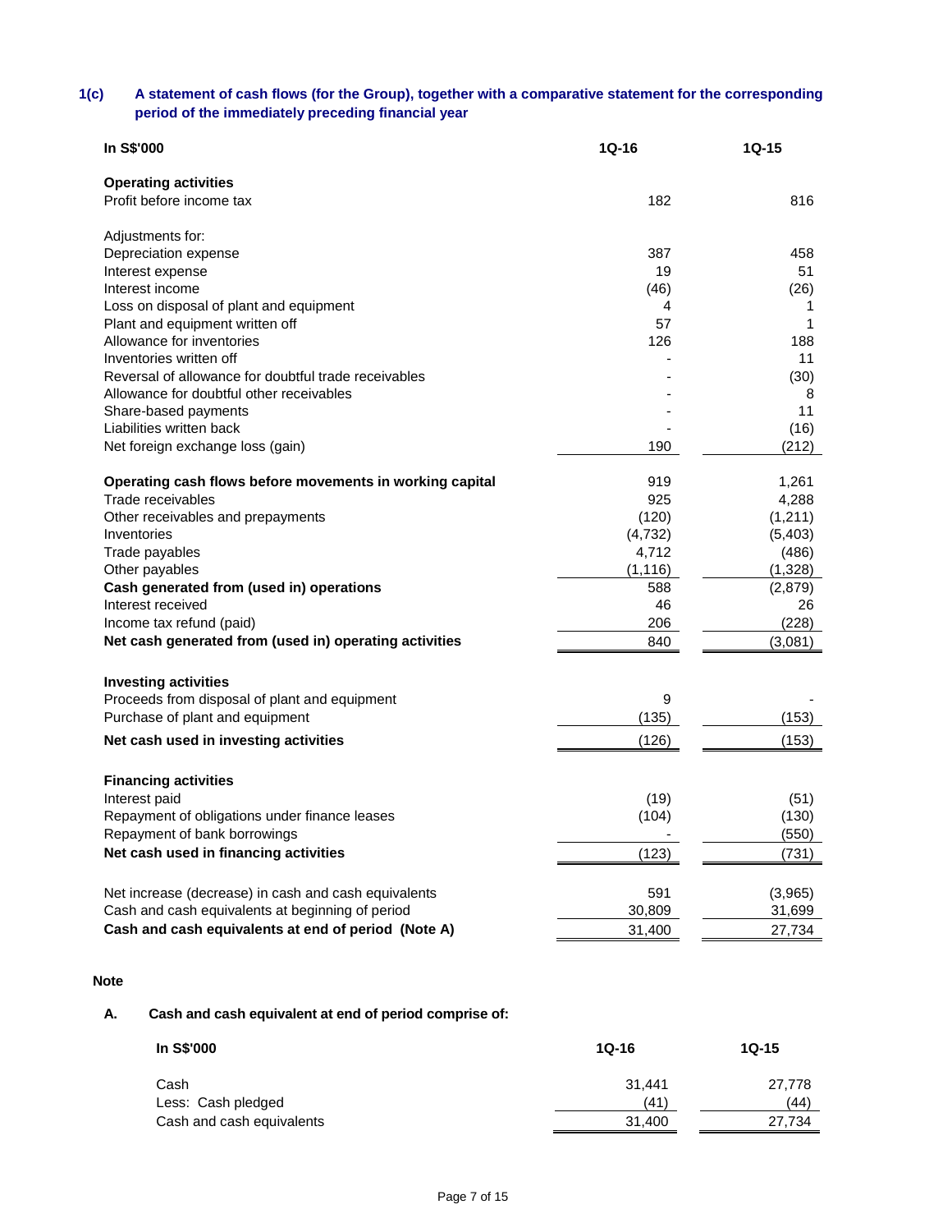### 1(c) A statement of cash flows (for the Group), together with a comparative statement for the corresponding period of the immediately preceding financial year

| In S$'000 | 1Q-16 | 1Q-15 |
|---|---|---|
| **Operating activities** | | |
| Profit before income tax | 182 | 816 |
| | | |
| Adjustments for: | | |
| Depreciation expense | 387 | 458 |
| Interest expense | 19 | 51 |
| Interest income | (46) | (26) |
| Loss on disposal of plant and equipment | 4 | 1 |
| Plant and equipment written off | 57 | 1 |
| Allowance for inventories | 126 | 188 |
| Inventories written off | - | 11 |
| Reversal of allowance for doubtful trade receivables | - | (30) |
| Allowance for doubtful other receivables | - | 8 |
| Share-based payments | - | 11 |
| Liabilities written back | - | (16) |
| Net foreign exchange loss (gain) | 190 | (212) |
| | | |
| **Operating cash flows before movements in working capital** | 919 | 1,261 |
| Trade receivables | 925 | 4,288 |
| Other receivables and prepayments | (120) | (1,211) |
| Inventories | (4,732) | (5,403) |
| Trade payables | 4,712 | (486) |
| Other payables | (1,116) | (1,328) |
| **Cash generated from (used in) operations** | 588 | (2,879) |
| Interest received | 46 | 26 |
| Income tax refund (paid) | 206 | (228) |
| **Net cash generated from (used in) operating activities** | 840 | (3,081) |
| | | |
| **Investing activities** | | |
| Proceeds from disposal of plant and equipment | 9 | - |
| Purchase of plant and equipment | (135) | (153) |
| **Net cash used in investing activities** | (126) | (153) |
| | | |
| **Financing activities** | | |
| Interest paid | (19) | (51) |
| Repayment of obligations under finance leases | (104) | (130) |
| Repayment of bank borrowings | - | (550) |
| **Net cash used in financing activities** | (123) | (731) |
| | | |
| Net increase (decrease) in cash and cash equivalents | 591 | (3,965) |
| Cash and cash equivalents at beginning of period | 30,809 | 31,699 |
| **Cash and cash equivalents at end of period (Note A)** | 31,400 | 27,734 |

**Note**

**A. Cash and cash equivalent at end of period comprise of:**

| In S$'000 | 1Q-16 | 1Q-15 |
|---|---|---|
| Cash | 31,441 | 27,778 |
| Less: Cash pledged | (41) | (44) |
| Cash and cash equivalents | 31,400 | 27,734 |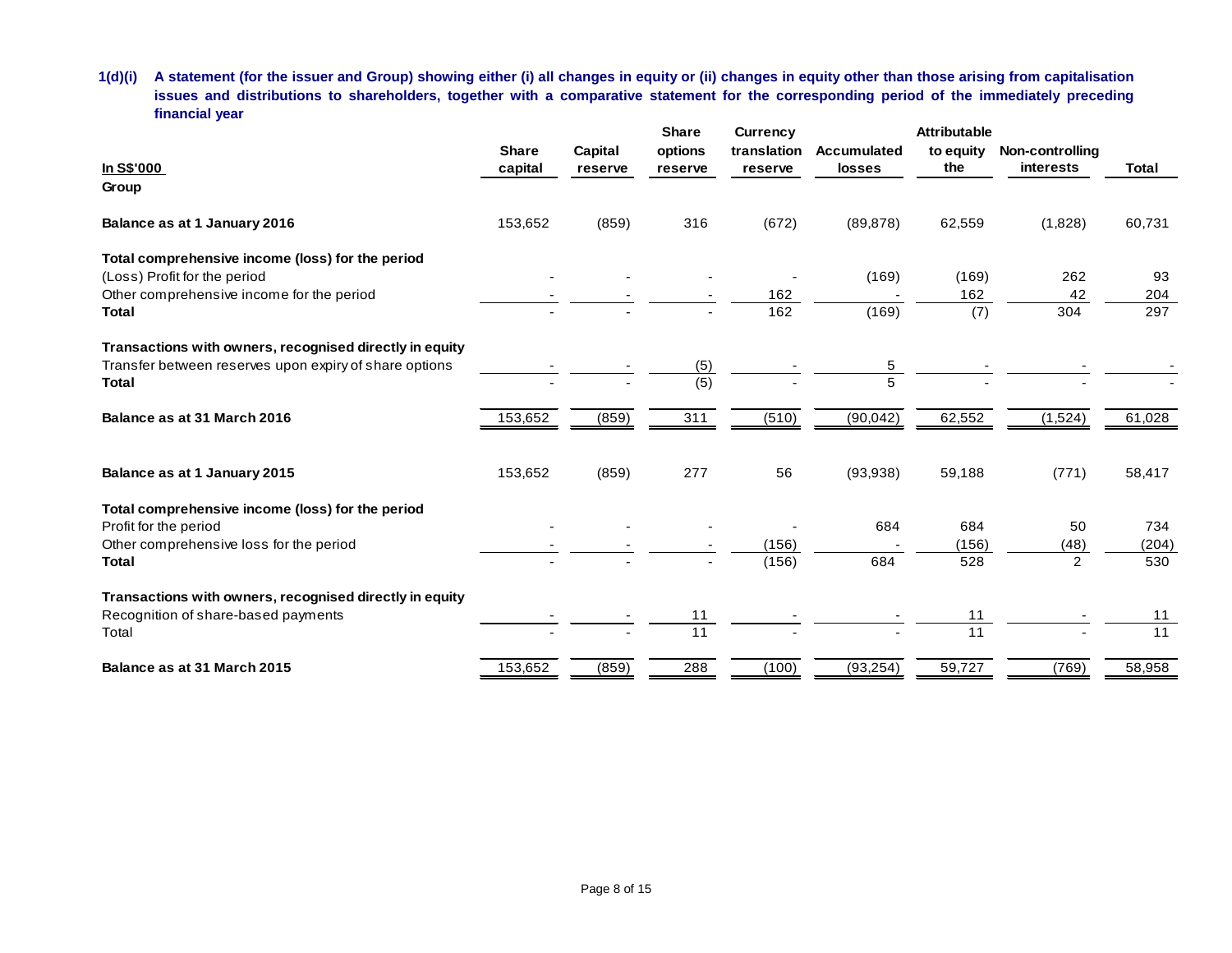**1(d)(i) A statement (for the issuer and Group) showing either (i) all changes in equity or (ii) changes in equity other than those arising from capitalisation issues and distributions to shareholders, together with a comparative statement for the corresponding period of the immediately preceding financial year**

| In S$'000 | Share capital | Capital reserve | Share options reserve | Currency translation reserve | Accumulated losses | Attributable to equity the | Non-controlling interests | Total |
|---|---|---|---|---|---|---|---|---|
| **Group** | | | | | | | | |
| **Balance as at 1 January 2016** | 153,652 | (859) | 316 | (672) | (89,878) | 62,559 | (1,828) | 60,731 |
| **Total comprehensive income (loss) for the period** | | | | | | | | |
| (Loss) Profit for the period | - | - | - | - | (169) | (169) | 262 | 93 |
| Other comprehensive income for the period | - | - | - | 162 | - | 162 | 42 | 204 |
| **Total** | - | - | - | 162 | (169) | (7) | 304 | 297 |
| **Transactions with owners, recognised directly in equity** | | | | | | | | |
| Transfer between reserves upon expiry of share options | - | - | (5) | - | 5 | - | - | - |
| **Total** | - | - | (5) | - | 5 | - | - | - |
| **Balance as at 31 March 2016** | 153,652 | (859) | 311 | (510) | (90,042) | 62,552 | (1,524) | 61,028 |
| | | | | | | | | |
| **Balance as at 1 January 2015** | 153,652 | (859) | 277 | 56 | (93,938) | 59,188 | (771) | 58,417 |
| **Total comprehensive income (loss) for the period** | | | | | | | | |
| Profit for the period | - | - | - | - | 684 | 684 | 50 | 734 |
| Other comprehensive loss for the period | - | - | - | (156) | - | (156) | (48) | (204) |
| **Total** | - | - | - | (156) | 684 | 528 | 2 | 530 |
| **Transactions with owners, recognised directly in equity** | | | | | | | | |
| Recognition of share-based payments | - | - | 11 | - | - | 11 | - | 11 |
| Total | - | - | 11 | - | - | 11 | - | 11 |
| **Balance as at 31 March 2015** | 153,652 | (859) | 288 | (100) | (93,254) | 59,727 | (769) | 58,958 |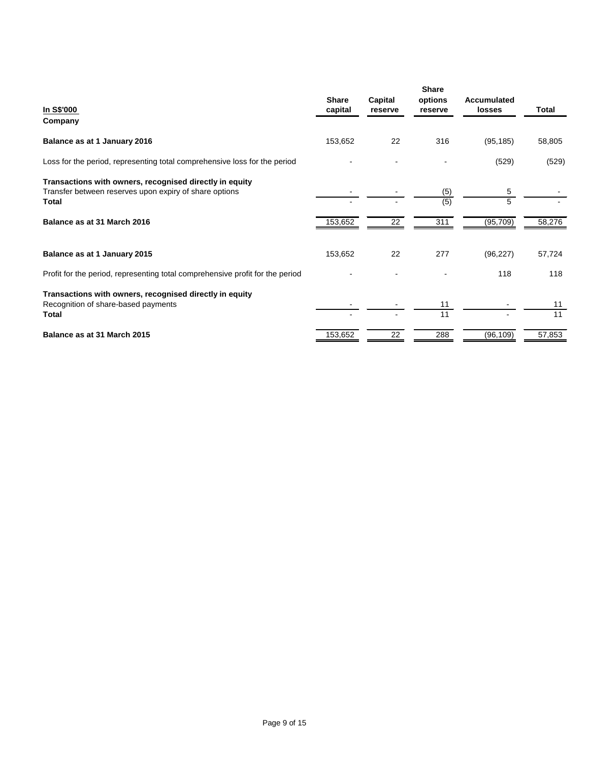| In S$'000 | Share capital | Capital reserve | Share options reserve | Accumulated losses | Total |
|---|---|---|---|---|---|
| **Company** | | | | | |
| **Balance as at 1 January 2016** | 153,652 | 22 | 316 | (95,185) | 58,805 |
| Loss for the period, representing total comprehensive loss for the period | - | - | - | (529) | (529) |
| **Transactions with owners, recognised directly in equity** | | | | | |
| Transfer between reserves upon expiry of share options | - | - | (5) | 5 | - |
| **Total** | - | - | (5) | 5 | - |
| **Balance as at 31 March 2016** | 153,652 | 22 | 311 | (95,709) | 58,276 |
| | | | | | |
| **Balance as at 1 January 2015** | 153,652 | 22 | 277 | (96,227) | 57,724 |
| Profit for the period, representing total comprehensive profit for the period | - | - | - | 118 | 118 |
| **Transactions with owners, recognised directly in equity** | | | | | |
| Recognition of share-based payments | - | - | 11 | - | 11 |
| **Total** | - | - | 11 | - | 11 |
| **Balance as at 31 March 2015** | 153,652 | 22 | 288 | (96,109) | 57,853 |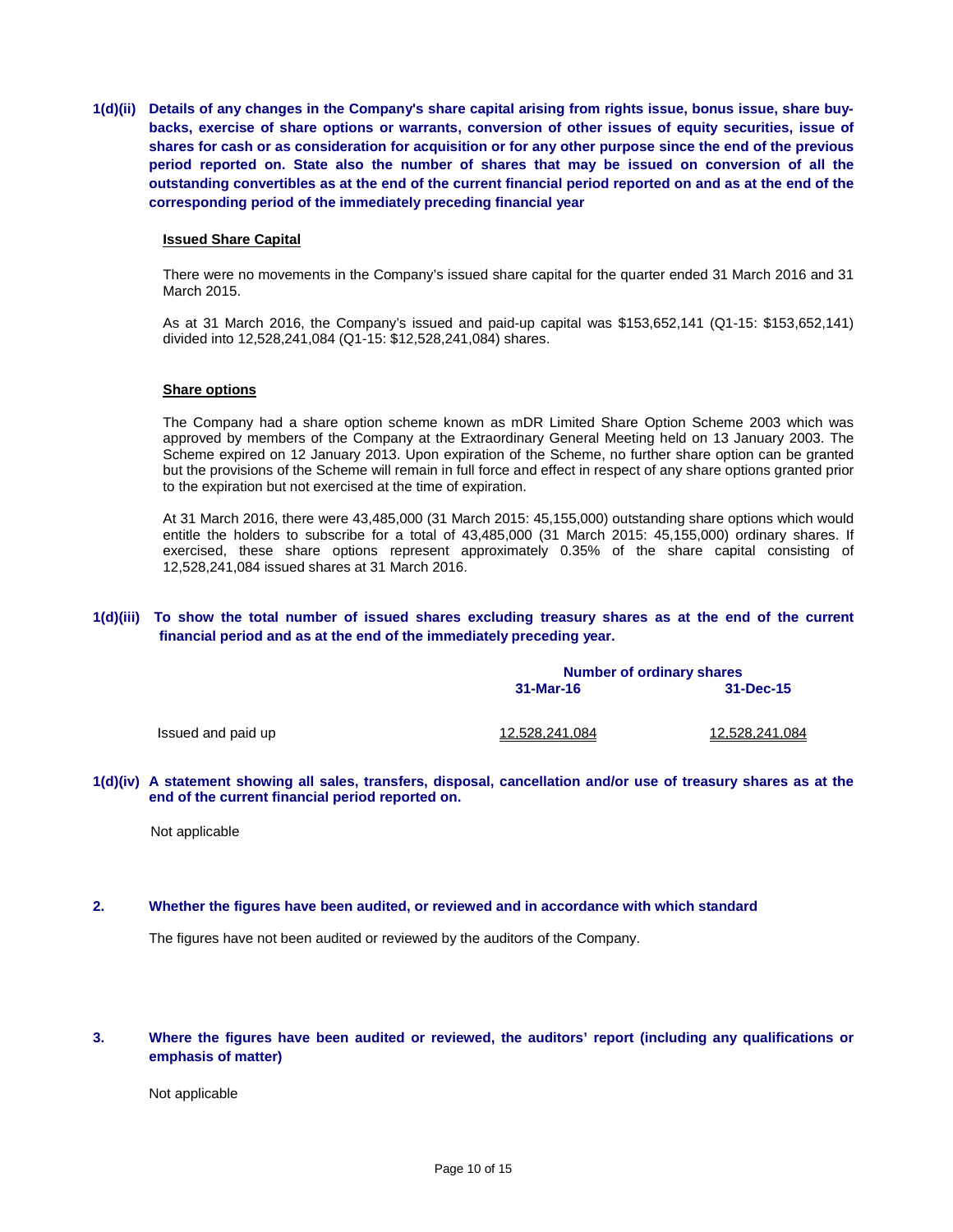**1(d)(ii) Details of any changes in the Company's share capital arising from rights issue, bonus issue, share buy-backs, exercise of share options or warrants, conversion of other issues of equity securities, issue of shares for cash or as consideration for acquisition or for any other purpose since the end of the previous period reported on. State also the number of shares that may be issued on conversion of all the outstanding convertibles as at the end of the current financial period reported on and as at the end of the corresponding period of the immediately preceding financial year**

**Issued Share Capital**

There were no movements in the Company's issued share capital for the quarter ended 31 March 2016 and 31 March 2015.

As at 31 March 2016, the Company's issued and paid-up capital was $153,652,141 (Q1-15: $153,652,141) divided into 12,528,241,084 (Q1-15: $12,528,241,084) shares.

**Share options**

The Company had a share option scheme known as mDR Limited Share Option Scheme 2003 which was approved by members of the Company at the Extraordinary General Meeting held on 13 January 2003. The Scheme expired on 12 January 2013. Upon expiration of the Scheme, no further share option can be granted but the provisions of the Scheme will remain in full force and effect in respect of any share options granted prior to the expiration but not exercised at the time of expiration.

At 31 March 2016, there were 43,485,000 (31 March 2015: 45,155,000) outstanding share options which would entitle the holders to subscribe for a total of 43,485,000 (31 March 2015: 45,155,000) ordinary shares. If exercised, these share options represent approximately 0.35% of the share capital consisting of 12,528,241,084 issued shares at 31 March 2016.

**1(d)(iii) To show the total number of issued shares excluding treasury shares as at the end of the current financial period and as at the end of the immediately preceding year.**

| | Number of ordinary shares | |
|---|---|---|
| | 31-Mar-16 | 31-Dec-15 |
| Issued and paid up | 12,528,241,084 | 12,528,241,084 |

**1(d)(iv) A statement showing all sales, transfers, disposal, cancellation and/or use of treasury shares as at the end of the current financial period reported on.**

Not applicable

**2. Whether the figures have been audited, or reviewed and in accordance with which standard**

The figures have not been audited or reviewed by the auditors of the Company.

**3. Where the figures have been audited or reviewed, the auditors' report (including any qualifications or emphasis of matter)**

Not applicable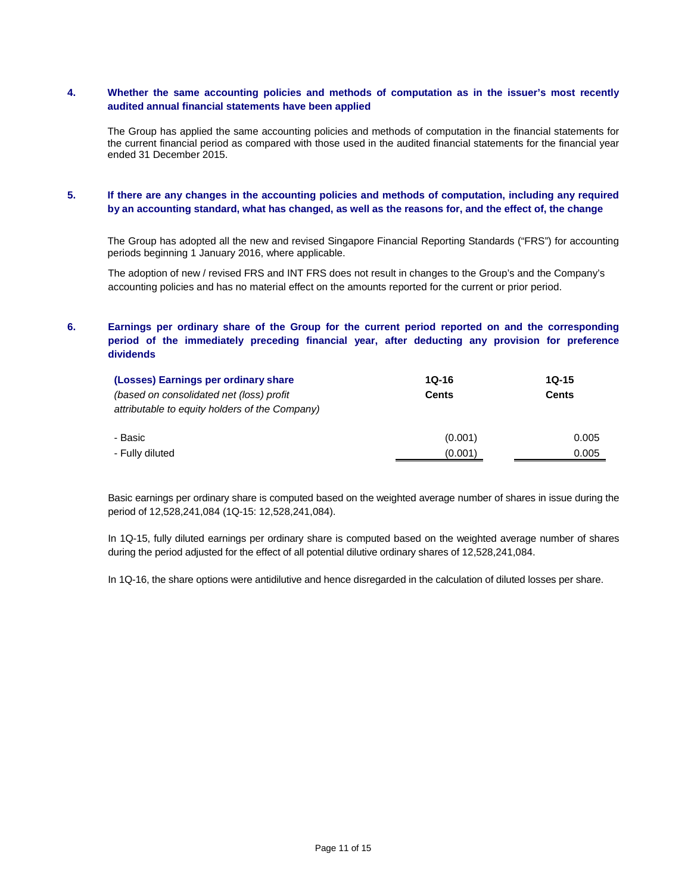**4. Whether the same accounting policies and methods of computation as in the issuer's most recently audited annual financial statements have been applied**

The Group has applied the same accounting policies and methods of computation in the financial statements for the current financial period as compared with those used in the audited financial statements for the financial year ended 31 December 2015.

**5. If there are any changes in the accounting policies and methods of computation, including any required by an accounting standard, what has changed, as well as the reasons for, and the effect of, the change**

The Group has adopted all the new and revised Singapore Financial Reporting Standards ("FRS") for accounting periods beginning 1 January 2016, where applicable.

The adoption of new / revised FRS and INT FRS does not result in changes to the Group's and the Company's accounting policies and has no material effect on the amounts reported for the current or prior period.

**6. Earnings per ordinary share of the Group for the current period reported on and the corresponding period of the immediately preceding financial year, after deducting any provision for preference dividends**

| **(Losses) Earnings per ordinary share** *(based on consolidated net (loss) profit attributable to equity holders of the Company)* | **1Q-16** **Cents** | **1Q-15** **Cents** |
|---|---|---|
| - Basic | (0.001) | 0.005 |
| - Fully diluted | (0.001) | 0.005 |

Basic earnings per ordinary share is computed based on the weighted average number of shares in issue during the period of 12,528,241,084 (1Q-15: 12,528,241,084).

In 1Q-15, fully diluted earnings per ordinary share is computed based on the weighted average number of shares during the period adjusted for the effect of all potential dilutive ordinary shares of 12,528,241,084.

In 1Q-16, the share options were antidilutive and hence disregarded in the calculation of diluted losses per share.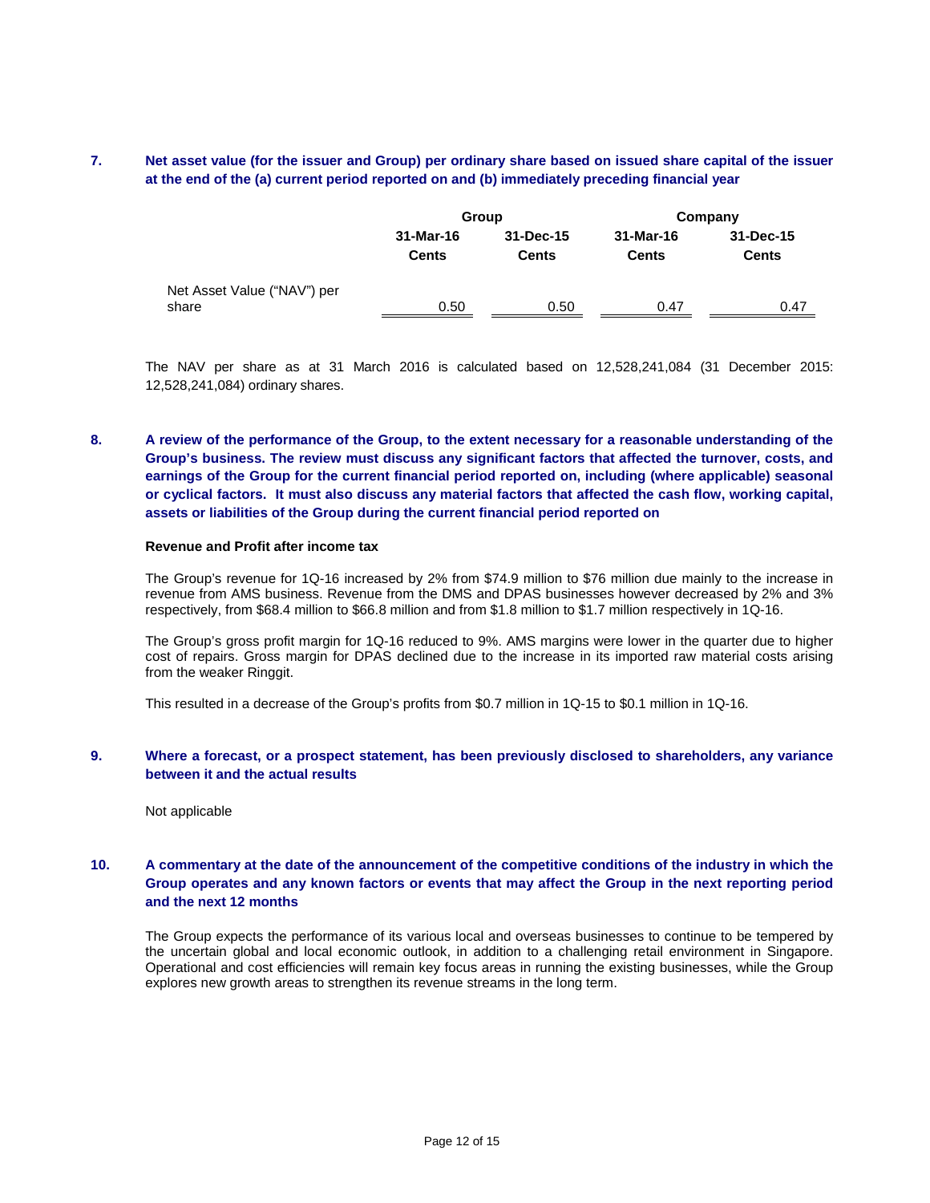**7. Net asset value (for the issuer and Group) per ordinary share based on issued share capital of the issuer at the end of the (a) current period reported on and (b) immediately preceding financial year**

| | Group | | Company | |
|---|---|---|---|---|
| | 31-Mar-16 | 31-Dec-15 | 31-Mar-16 | 31-Dec-15 |
| | Cents | Cents | Cents | Cents |
| Net Asset Value ("NAV") per share | 0.50 | 0.50 | 0.47 | 0.47 |

The NAV per share as at 31 March 2016 is calculated based on 12,528,241,084 (31 December 2015: 12,528,241,084) ordinary shares.

**8. A review of the performance of the Group, to the extent necessary for a reasonable understanding of the Group's business. The review must discuss any significant factors that affected the turnover, costs, and earnings of the Group for the current financial period reported on, including (where applicable) seasonal or cyclical factors. It must also discuss any material factors that affected the cash flow, working capital, assets or liabilities of the Group during the current financial period reported on**

**Revenue and Profit after income tax**

The Group's revenue for 1Q-16 increased by 2% from $74.9 million to $76 million due mainly to the increase in revenue from AMS business. Revenue from the DMS and DPAS businesses however decreased by 2% and 3% respectively, from $68.4 million to $66.8 million and from $1.8 million to $1.7 million respectively in 1Q-16.

The Group's gross profit margin for 1Q-16 reduced to 9%. AMS margins were lower in the quarter due to higher cost of repairs. Gross margin for DPAS declined due to the increase in its imported raw material costs arising from the weaker Ringgit.

This resulted in a decrease of the Group's profits from $0.7 million in 1Q-15 to $0.1 million in 1Q-16.

**9. Where a forecast, or a prospect statement, has been previously disclosed to shareholders, any variance between it and the actual results**

Not applicable

**10. A commentary at the date of the announcement of the competitive conditions of the industry in which the Group operates and any known factors or events that may affect the Group in the next reporting period and the next 12 months**

The Group expects the performance of its various local and overseas businesses to continue to be tempered by the uncertain global and local economic outlook, in addition to a challenging retail environment in Singapore. Operational and cost efficiencies will remain key focus areas in running the existing businesses, while the Group explores new growth areas to strengthen its revenue streams in the long term.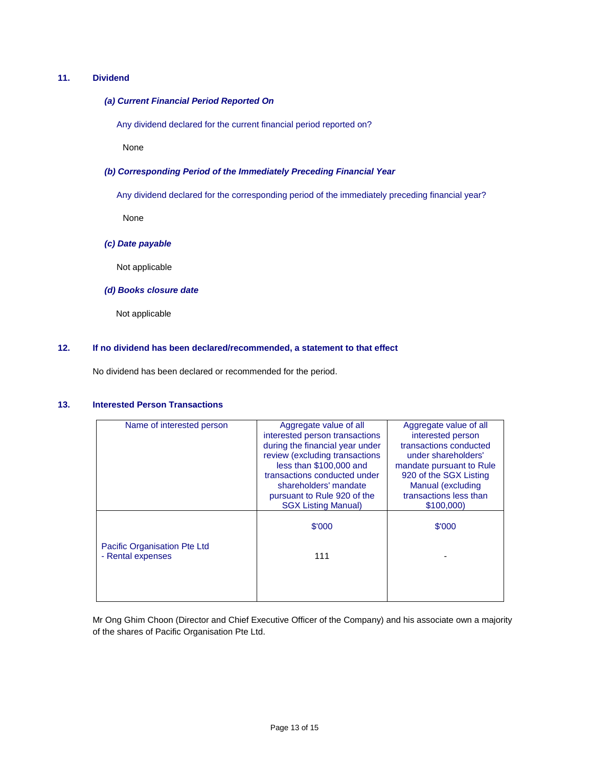## 11. Dividend

### *(a) Current Financial Period Reported On*

Any dividend declared for the current financial period reported on?

None

### *(b) Corresponding Period of the Immediately Preceding Financial Year*

Any dividend declared for the corresponding period of the immediately preceding financial year?

None

### *(c) Date payable*

Not applicable

### *(d) Books closure date*

Not applicable

## 12. If no dividend has been declared/recommended, a statement to that effect

No dividend has been declared or recommended for the period.

## 13. Interested Person Transactions

| Name of interested person | Aggregate value of all interested person transactions during the financial year under review (excluding transactions less than $100,000 and transactions conducted under shareholders' mandate pursuant to Rule 920 of the SGX Listing Manual) | Aggregate value of all interested person transactions conducted under shareholders' mandate pursuant to Rule 920 of the SGX Listing Manual (excluding transactions less than $100,000) |
|---|---|---|
| | $'000 | $'000 |
| Pacific Organisation Pte Ltd<br>- Rental expenses | 111 | - |

Mr Ong Ghim Choon (Director and Chief Executive Officer of the Company) and his associate own a majority of the shares of Pacific Organisation Pte Ltd.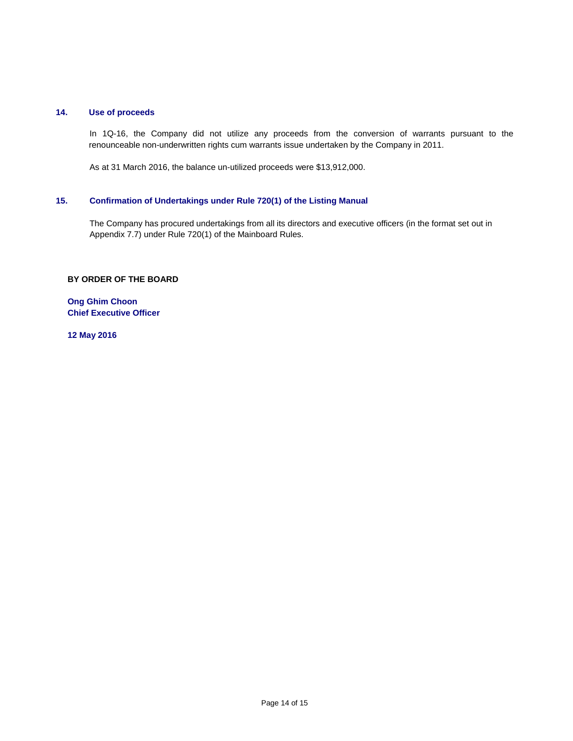## 14. Use of proceeds

In 1Q-16, the Company did not utilize any proceeds from the conversion of warrants pursuant to the renounceable non-underwritten rights cum warrants issue undertaken by the Company in 2011.

As at 31 March 2016, the balance un-utilized proceeds were $13,912,000.

## 15. Confirmation of Undertakings under Rule 720(1) of the Listing Manual

The Company has procured undertakings from all its directors and executive officers (in the format set out in Appendix 7.7) under Rule 720(1) of the Mainboard Rules.

**BY ORDER OF THE BOARD**

**Ong Ghim Choon**
**Chief Executive Officer**

**12 May 2016**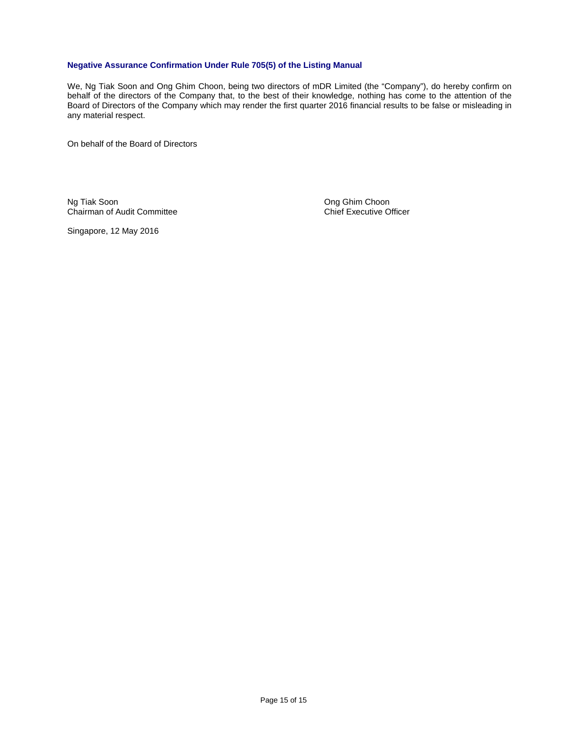### Negative Assurance Confirmation Under Rule 705(5) of the Listing Manual

We, Ng Tiak Soon and Ong Ghim Choon, being two directors of mDR Limited (the "Company"), do hereby confirm on behalf of the directors of the Company that, to the best of their knowledge, nothing has come to the attention of the Board of Directors of the Company which may render the first quarter 2016 financial results to be false or misleading in any material respect.

On behalf of the Board of Directors

| | |
|---|---|
| Ng Tiak Soon | Ong Ghim Choon |
| Chairman of Audit Committee | Chief Executive Officer |

Singapore, 12 May 2016